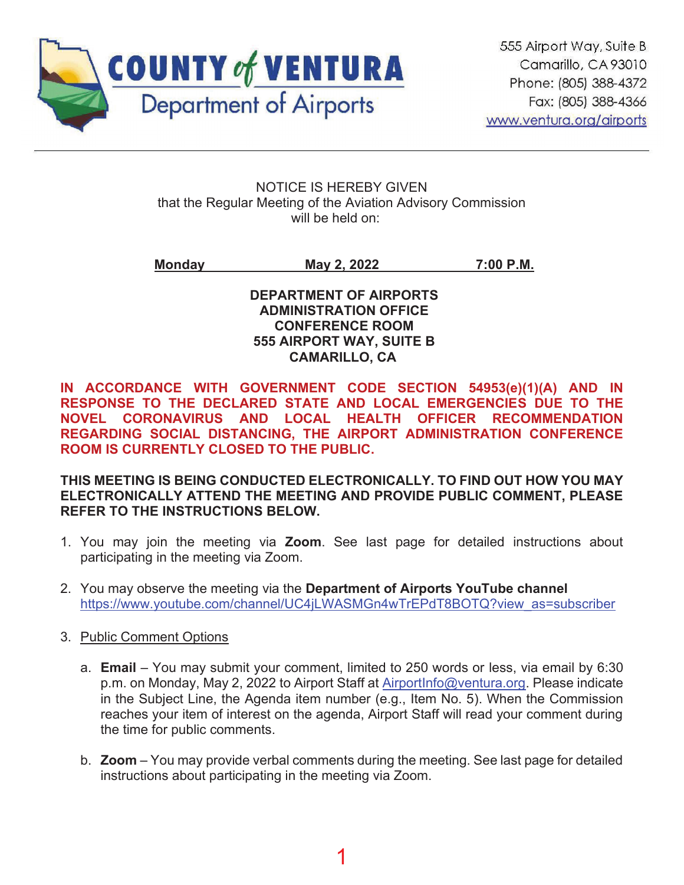**COUNTY of VENTURA**
Department of Airports

555 Airport Way, Suite B
Camarillo, CA 93010
Phone: (805) 388-4372
Fax: (805) 388-4366
www.ventura.org/airports

---

NOTICE IS HEREBY GIVEN
that the Regular Meeting of the Aviation Advisory Commission
will be held on:

**Monday          May 2, 2022          7:00 P.M.**

**DEPARTMENT OF AIRPORTS
ADMINISTRATION OFFICE
CONFERENCE ROOM
555 AIRPORT WAY, SUITE B
CAMARILLO, CA**

**IN ACCORDANCE WITH GOVERNMENT CODE SECTION 54953(e)(1)(A) AND IN RESPONSE TO THE DECLARED STATE AND LOCAL EMERGENCIES DUE TO THE NOVEL CORONAVIRUS AND LOCAL HEALTH OFFICER RECOMMENDATION REGARDING SOCIAL DISTANCING, THE AIRPORT ADMINISTRATION CONFERENCE ROOM IS CURRENTLY CLOSED TO THE PUBLIC.**

**THIS MEETING IS BEING CONDUCTED ELECTRONICALLY. TO FIND OUT HOW YOU MAY ELECTRONICALLY ATTEND THE MEETING AND PROVIDE PUBLIC COMMENT, PLEASE REFER TO THE INSTRUCTIONS BELOW.**

1. You may join the meeting via **Zoom**. See last page for detailed instructions about participating in the meeting via Zoom.

2. You may observe the meeting via the **Department of Airports YouTube channel** https://www.youtube.com/channel/UC4jLWASMGn4wTrEPdT8BOTQ?view_as=subscriber

3. Public Comment Options

   a. **Email** – You may submit your comment, limited to 250 words or less, via email by 6:30 p.m. on Monday, May 2, 2022 to Airport Staff at AirportInfo@ventura.org. Please indicate in the Subject Line, the Agenda item number (e.g., Item No. 5). When the Commission reaches your item of interest on the agenda, Airport Staff will read your comment during the time for public comments.

   b. **Zoom** – You may provide verbal comments during the meeting. See last page for detailed instructions about participating in the meeting via Zoom.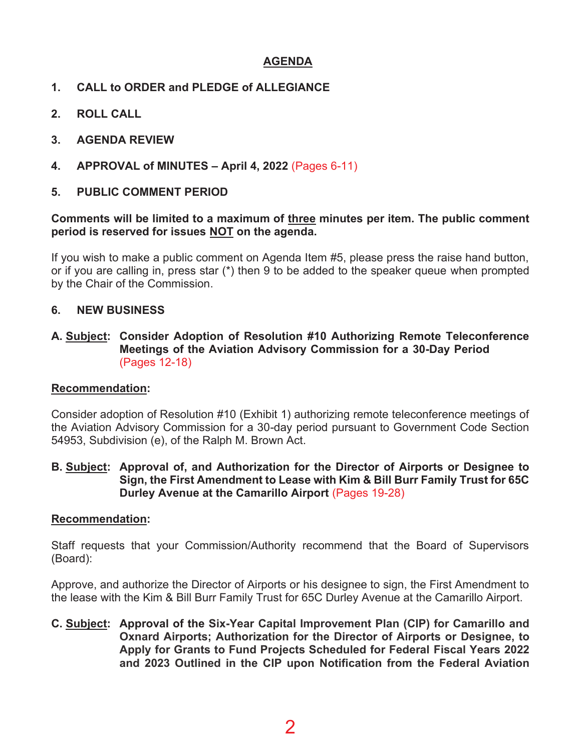## AGENDA

**1. CALL to ORDER and PLEDGE of ALLEGIANCE**

**2. ROLL CALL**

**3. AGENDA REVIEW**

**4. APPROVAL of MINUTES – April 4, 2022** (Pages 6-11)

**5. PUBLIC COMMENT PERIOD**

**Comments will be limited to a maximum of <u>three</u> minutes per item. The public comment period is reserved for issues <u>NOT</u> on the agenda.**

If you wish to make a public comment on Agenda Item #5, please press the raise hand button, or if you are calling in, press star (*) then 9 to be added to the speaker queue when prompted by the Chair of the Commission.

**6. NEW BUSINESS**

**A. <u>Subject</u>: Consider Adoption of Resolution #10 Authorizing Remote Teleconference Meetings of the Aviation Advisory Commission for a 30-Day Period** (Pages 12-18)

**<u>Recommendation</u>:**

Consider adoption of Resolution #10 (Exhibit 1) authorizing remote teleconference meetings of the Aviation Advisory Commission for a 30-day period pursuant to Government Code Section 54953, Subdivision (e), of the Ralph M. Brown Act.

**B. <u>Subject</u>: Approval of, and Authorization for the Director of Airports or Designee to Sign, the First Amendment to Lease with Kim & Bill Burr Family Trust for 65C Durley Avenue at the Camarillo Airport** (Pages 19-28)

**<u>Recommendation</u>:**

Staff requests that your Commission/Authority recommend that the Board of Supervisors (Board):

Approve, and authorize the Director of Airports or his designee to sign, the First Amendment to the lease with the Kim & Bill Burr Family Trust for 65C Durley Avenue at the Camarillo Airport.

**C. <u>Subject</u>: Approval of the Six-Year Capital Improvement Plan (CIP) for Camarillo and Oxnard Airports; Authorization for the Director of Airports or Designee, to Apply for Grants to Fund Projects Scheduled for Federal Fiscal Years 2022 and 2023 Outlined in the CIP upon Notification from the Federal Aviation**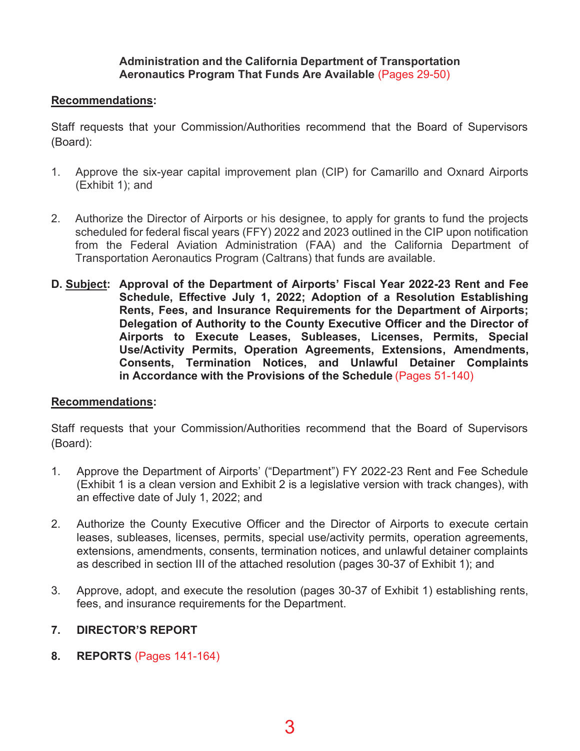**Administration and the California Department of Transportation Aeronautics Program That Funds Are Available** (Pages 29-50)

**Recommendations:**

Staff requests that your Commission/Authorities recommend that the Board of Supervisors (Board):

1. Approve the six-year capital improvement plan (CIP) for Camarillo and Oxnard Airports (Exhibit 1); and

2. Authorize the Director of Airports or his designee, to apply for grants to fund the projects scheduled for federal fiscal years (FFY) 2022 and 2023 outlined in the CIP upon notification from the Federal Aviation Administration (FAA) and the California Department of Transportation Aeronautics Program (Caltrans) that funds are available.

**D. Subject: Approval of the Department of Airports' Fiscal Year 2022-23 Rent and Fee Schedule, Effective July 1, 2022; Adoption of a Resolution Establishing Rents, Fees, and Insurance Requirements for the Department of Airports; Delegation of Authority to the County Executive Officer and the Director of Airports to Execute Leases, Subleases, Licenses, Permits, Special Use/Activity Permits, Operation Agreements, Extensions, Amendments, Consents, Termination Notices, and Unlawful Detainer Complaints in Accordance with the Provisions of the Schedule** (Pages 51-140)

**Recommendations:**

Staff requests that your Commission/Authorities recommend that the Board of Supervisors (Board):

1. Approve the Department of Airports' ("Department") FY 2022-23 Rent and Fee Schedule (Exhibit 1 is a clean version and Exhibit 2 is a legislative version with track changes), with an effective date of July 1, 2022; and

2. Authorize the County Executive Officer and the Director of Airports to execute certain leases, subleases, licenses, permits, special use/activity permits, operation agreements, extensions, amendments, consents, termination notices, and unlawful detainer complaints as described in section III of the attached resolution (pages 30-37 of Exhibit 1); and

3. Approve, adopt, and execute the resolution (pages 30-37 of Exhibit 1) establishing rents, fees, and insurance requirements for the Department.

**7. DIRECTOR'S REPORT**

**8. REPORTS** (Pages 141-164)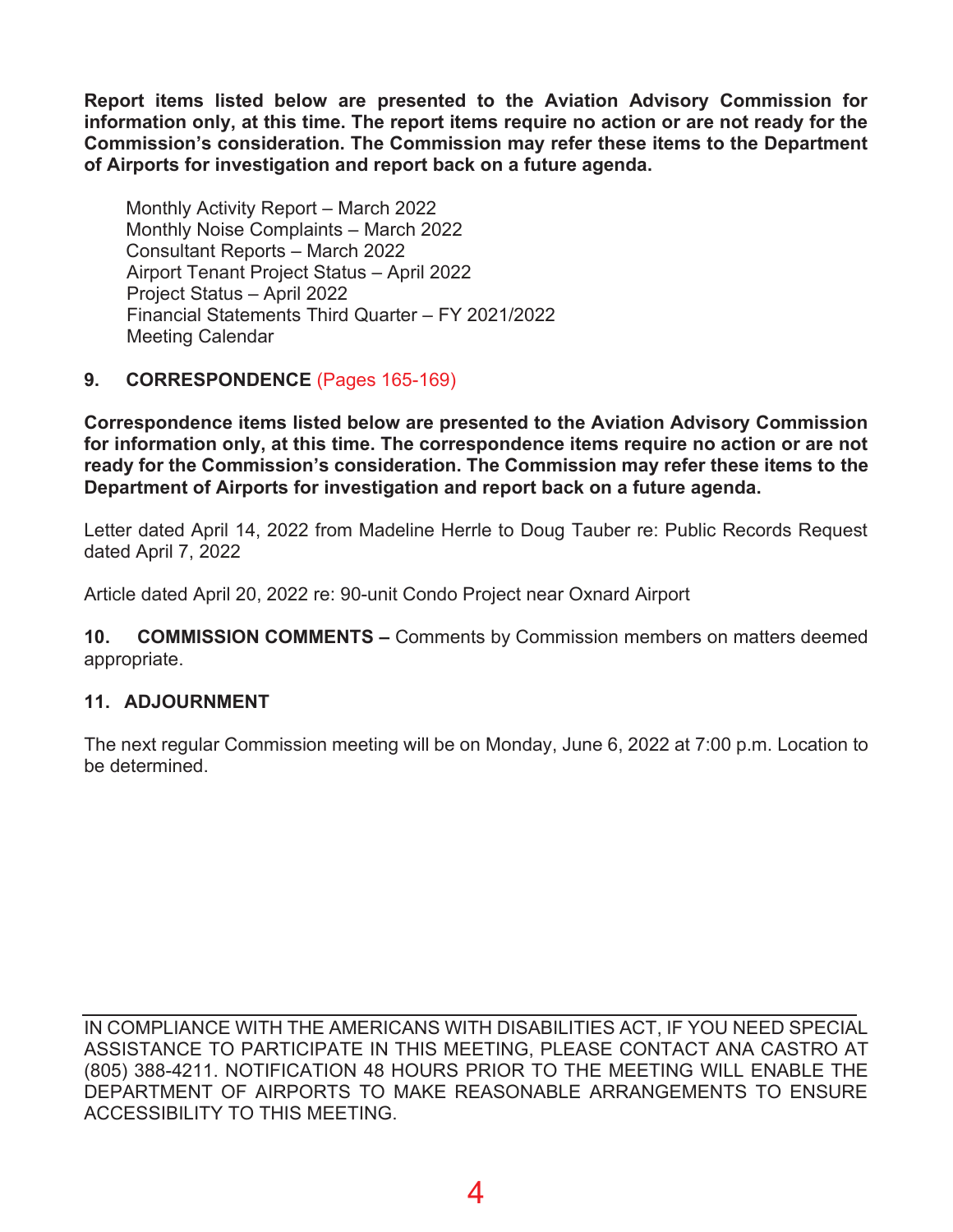**Report items listed below are presented to the Aviation Advisory Commission for information only, at this time. The report items require no action or are not ready for the Commission's consideration. The Commission may refer these items to the Department of Airports for investigation and report back on a future agenda.**

Monthly Activity Report – March 2022
Monthly Noise Complaints – March 2022
Consultant Reports – March 2022
Airport Tenant Project Status – April 2022
Project Status – April 2022
Financial Statements Third Quarter – FY 2021/2022
Meeting Calendar

**9. CORRESPONDENCE** (Pages 165-169)

**Correspondence items listed below are presented to the Aviation Advisory Commission for information only, at this time. The correspondence items require no action or are not ready for the Commission's consideration. The Commission may refer these items to the Department of Airports for investigation and report back on a future agenda.**

Letter dated April 14, 2022 from Madeline Herrle to Doug Tauber re: Public Records Request dated April 7, 2022

Article dated April 20, 2022 re: 90-unit Condo Project near Oxnard Airport

**10. COMMISSION COMMENTS –** Comments by Commission members on matters deemed appropriate.

**11. ADJOURNMENT**

The next regular Commission meeting will be on Monday, June 6, 2022 at 7:00 p.m. Location to be determined.

---

IN COMPLIANCE WITH THE AMERICANS WITH DISABILITIES ACT, IF YOU NEED SPECIAL ASSISTANCE TO PARTICIPATE IN THIS MEETING, PLEASE CONTACT ANA CASTRO AT (805) 388-4211. NOTIFICATION 48 HOURS PRIOR TO THE MEETING WILL ENABLE THE DEPARTMENT OF AIRPORTS TO MAKE REASONABLE ARRANGEMENTS TO ENSURE ACCESSIBILITY TO THIS MEETING.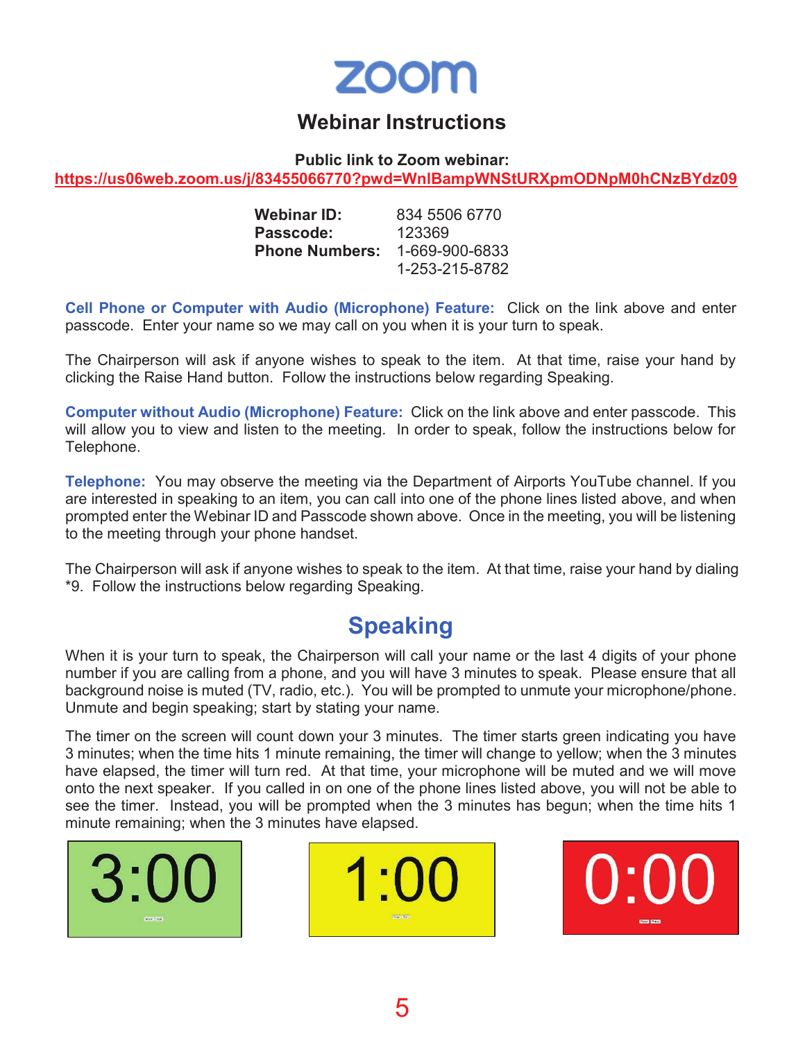zoom

# Webinar Instructions

**Public link to Zoom webinar:**
https://us06web.zoom.us/j/83455066770?pwd=WnlBampWNStURXpmODNpM0hCNzBYdz09

| | |
|---|---|
| **Webinar ID:** | 834 5506 6770 |
| **Passcode:** | 123369 |
| **Phone Numbers:** | 1-669-900-6833 |
| | 1-253-215-8782 |

**Cell Phone or Computer with Audio (Microphone) Feature:** Click on the link above and enter passcode. Enter your name so we may call on you when it is your turn to speak.

The Chairperson will ask if anyone wishes to speak to the item. At that time, raise your hand by clicking the Raise Hand button. Follow the instructions below regarding Speaking.

**Computer without Audio (Microphone) Feature:** Click on the link above and enter passcode. This will allow you to view and listen to the meeting. In order to speak, follow the instructions below for Telephone.

**Telephone:** You may observe the meeting via the Department of Airports YouTube channel. If you are interested in speaking to an item, you can call into one of the phone lines listed above, and when prompted enter the Webinar ID and Passcode shown above. Once in the meeting, you will be listening to the meeting through your phone handset.

The Chairperson will ask if anyone wishes to speak to the item. At that time, raise your hand by dialing *9. Follow the instructions below regarding Speaking.

## Speaking

When it is your turn to speak, the Chairperson will call your name or the last 4 digits of your phone number if you are calling from a phone, and you will have 3 minutes to speak. Please ensure that all background noise is muted (TV, radio, etc.). You will be prompted to unmute your microphone/phone. Unmute and begin speaking; start by stating your name.

The timer on the screen will count down your 3 minutes. The timer starts green indicating you have 3 minutes; when the time hits 1 minute remaining, the timer will change to yellow; when the 3 minutes have elapsed, the timer will turn red. At that time, your microphone will be muted and we will move onto the next speaker. If you called in on one of the phone lines listed above, you will not be able to see the timer. Instead, you will be prompted when the 3 minutes has begun; when the time hits 1 minute remaining; when the 3 minutes have elapsed.

3:00

1:00

0:00